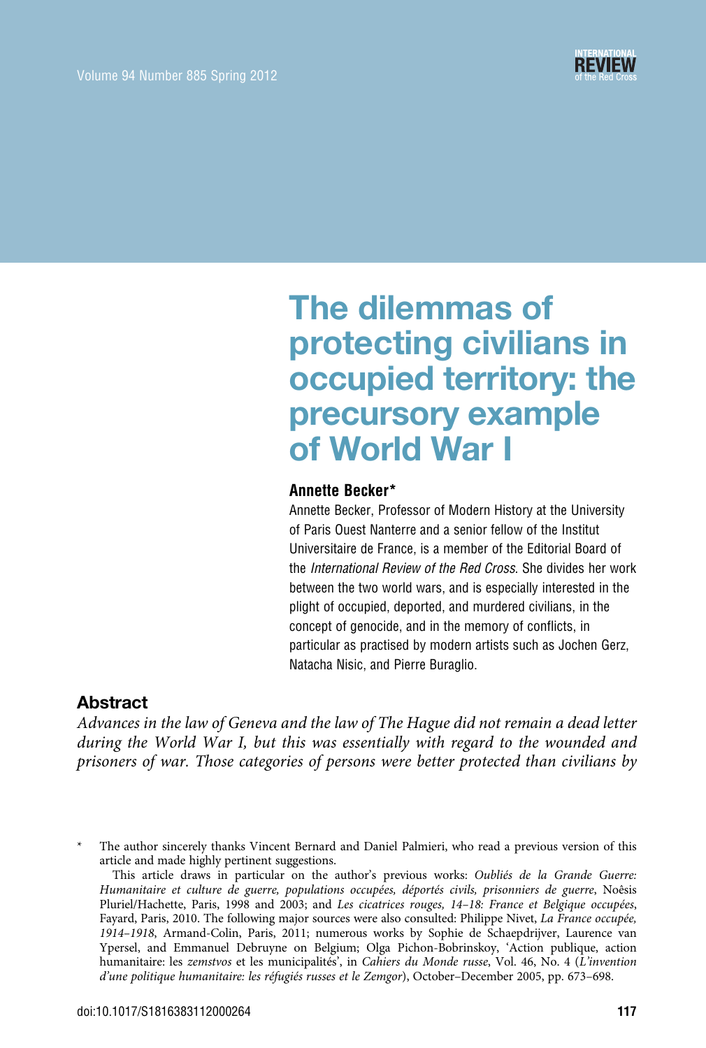# The dilemmas of protecting civilians in occupied territory: the precursory example of World War I

**Annette Becker***

Annette Becker, Professor of Modern History at the University of Paris Ouest Nanterre and a senior fellow of the Institut Universitaire de France, is a member of the Editorial Board of the *International Review of the Red Cross*. She divides her work between the two world wars, and is especially interested in the plight of occupied, deported, and murdered civilians, in the concept of genocide, and in the memory of conflicts, in particular as practised by modern artists such as Jochen Gerz, Natacha Nisic, and Pierre Buraglio.

## Abstract

*Advances in the law of Geneva and the law of The Hague did not remain a dead letter during the World War I, but this was essentially with regard to the wounded and prisoners of war. Those categories of persons were better protected than civilians by*

---

\* The author sincerely thanks Vincent Bernard and Daniel Palmieri, who read a previous version of this article and made highly pertinent suggestions.

This article draws in particular on the author's previous works: *Oubliés de la Grande Guerre: Humanitaire et culture de guerre, populations occupées, déportés civils, prisonniers de guerre*, Noêsis Pluriel/Hachette, Paris, 1998 and 2003; and *Les cicatrices rouges, 14–18: France et Belgique occupées*, Fayard, Paris, 2010. The following major sources were also consulted: Philippe Nivet, *La France occupée, 1914–1918*, Armand-Colin, Paris, 2011; numerous works by Sophie de Schaepdrijver, Laurence van Ypersel, and Emmanuel Debruyne on Belgium; Olga Pichon-Bobrinskoy, 'Action publique, action humanitaire: les *zemstvos* et les municipalités', in *Cahiers du Monde russe*, Vol. 46, No. 4 (*L'invention d'une politique humanitaire: les réfugiés russes et le Zemgor*), October–December 2005, pp. 673–698.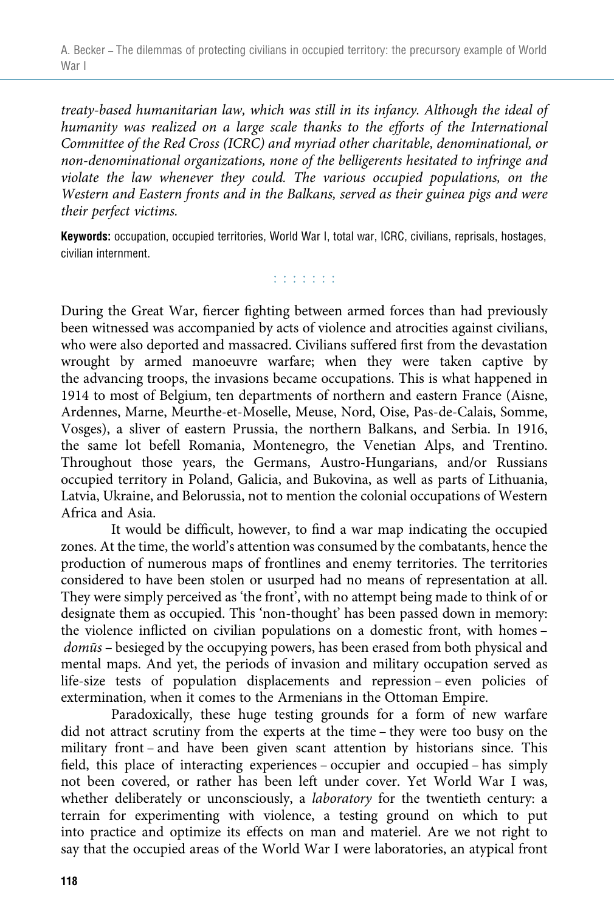*treaty-based humanitarian law, which was still in its infancy. Although the ideal of humanity was realized on a large scale thanks to the efforts of the International Committee of the Red Cross (ICRC) and myriad other charitable, denominational, or non-denominational organizations, none of the belligerents hesitated to infringe and violate the law whenever they could. The various occupied populations, on the Western and Eastern fronts and in the Balkans, served as their guinea pigs and were their perfect victims.*

**Keywords:** occupation, occupied territories, World War I, total war, ICRC, civilians, reprisals, hostages, civilian internment.

: : : : : : :

During the Great War, fiercer fighting between armed forces than had previously been witnessed was accompanied by acts of violence and atrocities against civilians, who were also deported and massacred. Civilians suffered first from the devastation wrought by armed manoeuvre warfare; when they were taken captive by the advancing troops, the invasions became occupations. This is what happened in 1914 to most of Belgium, ten departments of northern and eastern France (Aisne, Ardennes, Marne, Meurthe-et-Moselle, Meuse, Nord, Oise, Pas-de-Calais, Somme, Vosges), a sliver of eastern Prussia, the northern Balkans, and Serbia. In 1916, the same lot befell Romania, Montenegro, the Venetian Alps, and Trentino. Throughout those years, the Germans, Austro-Hungarians, and/or Russians occupied territory in Poland, Galicia, and Bukovina, as well as parts of Lithuania, Latvia, Ukraine, and Belorussia, not to mention the colonial occupations of Western Africa and Asia.

It would be difficult, however, to find a war map indicating the occupied zones. At the time, the world's attention was consumed by the combatants, hence the production of numerous maps of frontlines and enemy territories. The territories considered to have been stolen or usurped had no means of representation at all. They were simply perceived as 'the front', with no attempt being made to think of or designate them as occupied. This 'non-thought' has been passed down in memory: the violence inflicted on civilian populations on a domestic front, with homes – *domūs* – besieged by the occupying powers, has been erased from both physical and mental maps. And yet, the periods of invasion and military occupation served as life-size tests of population displacements and repression – even policies of extermination, when it comes to the Armenians in the Ottoman Empire.

Paradoxically, these huge testing grounds for a form of new warfare did not attract scrutiny from the experts at the time – they were too busy on the military front – and have been given scant attention by historians since. This field, this place of interacting experiences – occupier and occupied – has simply not been covered, or rather has been left under cover. Yet World War I was, whether deliberately or unconsciously, a *laboratory* for the twentieth century: a terrain for experimenting with violence, a testing ground on which to put into practice and optimize its effects on man and materiel. Are we not right to say that the occupied areas of the World War I were laboratories, an atypical front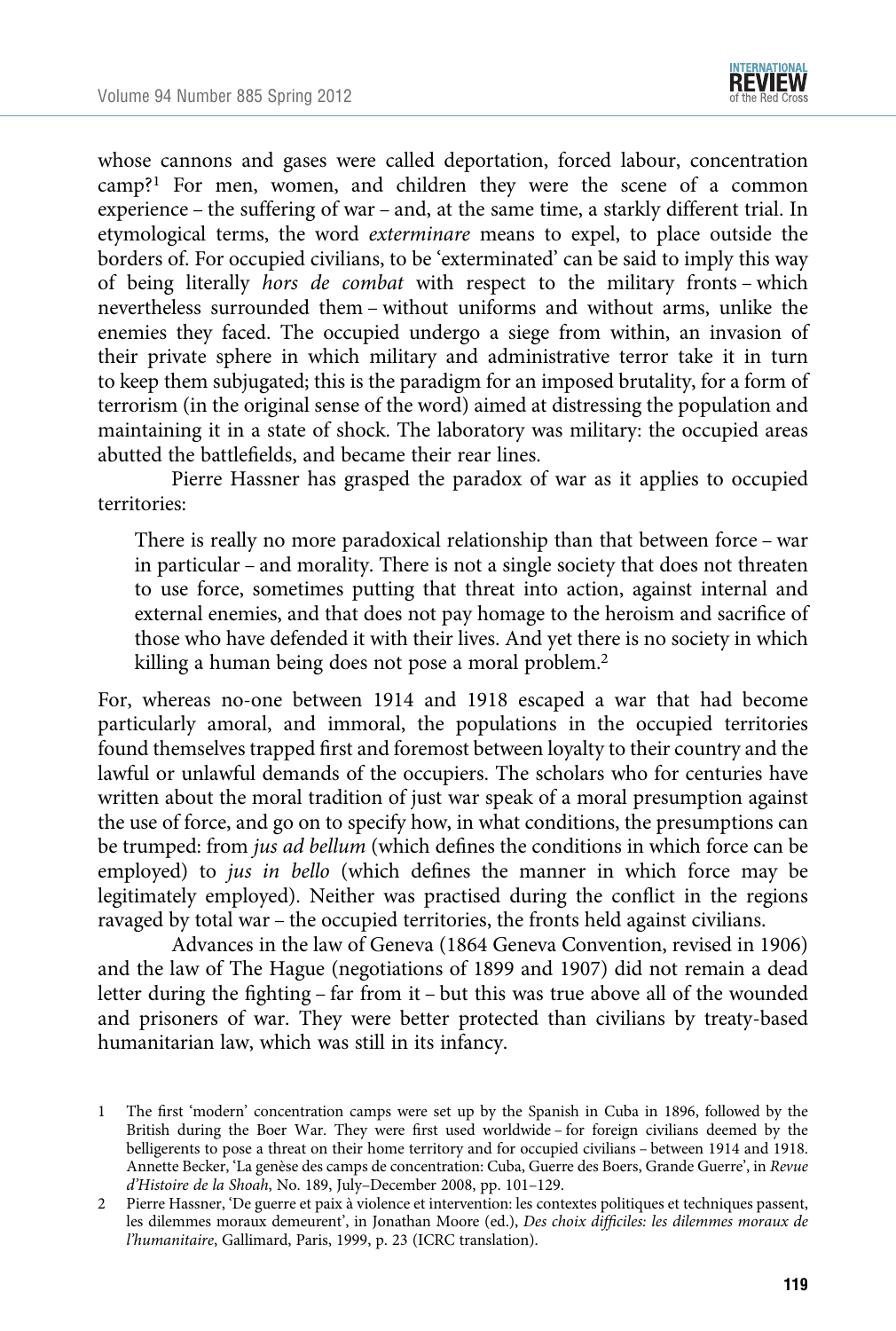whose cannons and gases were called deportation, forced labour, concentration camp?[1] For men, women, and children they were the scene of a common experience – the suffering of war – and, at the same time, a starkly different trial. In etymological terms, the word *exterminare* means to expel, to place outside the borders of. For occupied civilians, to be 'exterminated' can be said to imply this way of being literally *hors de combat* with respect to the military fronts – which nevertheless surrounded them – without uniforms and without arms, unlike the enemies they faced. The occupied undergo a siege from within, an invasion of their private sphere in which military and administrative terror take it in turn to keep them subjugated; this is the paradigm for an imposed brutality, for a form of terrorism (in the original sense of the word) aimed at distressing the population and maintaining it in a state of shock. The laboratory was military: the occupied areas abutted the battlefields, and became their rear lines.

Pierre Hassner has grasped the paradox of war as it applies to occupied territories:

> There is really no more paradoxical relationship than that between force – war in particular – and morality. There is not a single society that does not threaten to use force, sometimes putting that threat into action, against internal and external enemies, and that does not pay homage to the heroism and sacrifice of those who have defended it with their lives. And yet there is no society in which killing a human being does not pose a moral problem.[2]

For, whereas no-one between 1914 and 1918 escaped a war that had become particularly amoral, and immoral, the populations in the occupied territories found themselves trapped first and foremost between loyalty to their country and the lawful or unlawful demands of the occupiers. The scholars who for centuries have written about the moral tradition of just war speak of a moral presumption against the use of force, and go on to specify how, in what conditions, the presumptions can be trumped: from *jus ad bellum* (which defines the conditions in which force can be employed) to *jus in bello* (which defines the manner in which force may be legitimately employed). Neither was practised during the conflict in the regions ravaged by total war – the occupied territories, the fronts held against civilians.

Advances in the law of Geneva (1864 Geneva Convention, revised in 1906) and the law of The Hague (negotiations of 1899 and 1907) did not remain a dead letter during the fighting – far from it – but this was true above all of the wounded and prisoners of war. They were better protected than civilians by treaty-based humanitarian law, which was still in its infancy.

---

1 The first 'modern' concentration camps were set up by the Spanish in Cuba in 1896, followed by the British during the Boer War. They were first used worldwide – for foreign civilians deemed by the belligerents to pose a threat on their home territory and for occupied civilians – between 1914 and 1918. Annette Becker, 'La genèse des camps de concentration: Cuba, Guerre des Boers, Grande Guerre', in *Revue d'Histoire de la Shoah*, No. 189, July–December 2008, pp. 101–129.

2 Pierre Hassner, 'De guerre et paix à violence et intervention: les contextes politiques et techniques passent, les dilemmes moraux demeurent', in Jonathan Moore (ed.), *Des choix difficiles: les dilemmes moraux de l'humanitaire*, Gallimard, Paris, 1999, p. 23 (ICRC translation).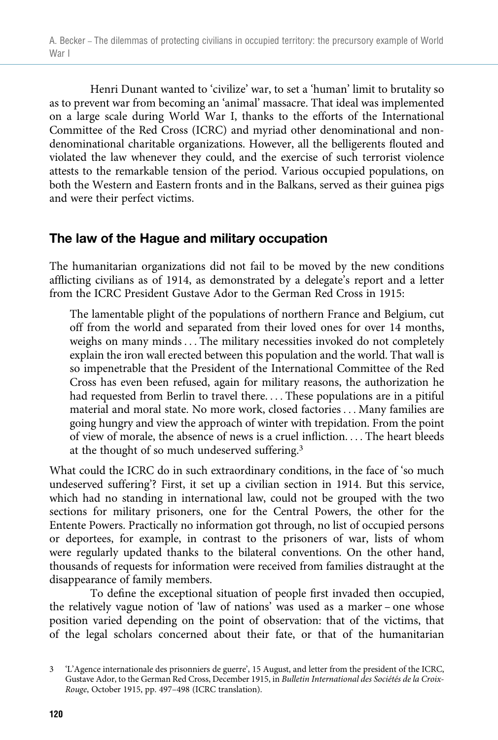Henri Dunant wanted to 'civilize' war, to set a 'human' limit to brutality so as to prevent war from becoming an 'animal' massacre. That ideal was implemented on a large scale during World War I, thanks to the efforts of the International Committee of the Red Cross (ICRC) and myriad other denominational and non-denominational charitable organizations. However, all the belligerents flouted and violated the law whenever they could, and the exercise of such terrorist violence attests to the remarkable tension of the period. Various occupied populations, on both the Western and Eastern fronts and in the Balkans, served as their guinea pigs and were their perfect victims.

## The law of the Hague and military occupation

The humanitarian organizations did not fail to be moved by the new conditions afflicting civilians as of 1914, as demonstrated by a delegate's report and a letter from the ICRC President Gustave Ador to the German Red Cross in 1915:

> The lamentable plight of the populations of northern France and Belgium, cut off from the world and separated from their loved ones for over 14 months, weighs on many minds ... The military necessities invoked do not completely explain the iron wall erected between this population and the world. That wall is so impenetrable that the President of the International Committee of the Red Cross has even been refused, again for military reasons, the authorization he had requested from Berlin to travel there. ... These populations are in a pitiful material and moral state. No more work, closed factories ... Many families are going hungry and view the approach of winter with trepidation. From the point of view of morale, the absence of news is a cruel infliction. ... The heart bleeds at the thought of so much undeserved suffering.[3]

What could the ICRC do in such extraordinary conditions, in the face of 'so much undeserved suffering'? First, it set up a civilian section in 1914. But this service, which had no standing in international law, could not be grouped with the two sections for military prisoners, one for the Central Powers, the other for the Entente Powers. Practically no information got through, no list of occupied persons or deportees, for example, in contrast to the prisoners of war, lists of whom were regularly updated thanks to the bilateral conventions. On the other hand, thousands of requests for information were received from families distraught at the disappearance of family members.

To define the exceptional situation of people first invaded then occupied, the relatively vague notion of 'law of nations' was used as a marker – one whose position varied depending on the point of observation: that of the victims, that of the legal scholars concerned about their fate, or that of the humanitarian

3 'L'Agence internationale des prisonniers de guerre', 15 August, and letter from the president of the ICRC, Gustave Ador, to the German Red Cross, December 1915, in *Bulletin International des Sociétés de la Croix-Rouge*, October 1915, pp. 497–498 (ICRC translation).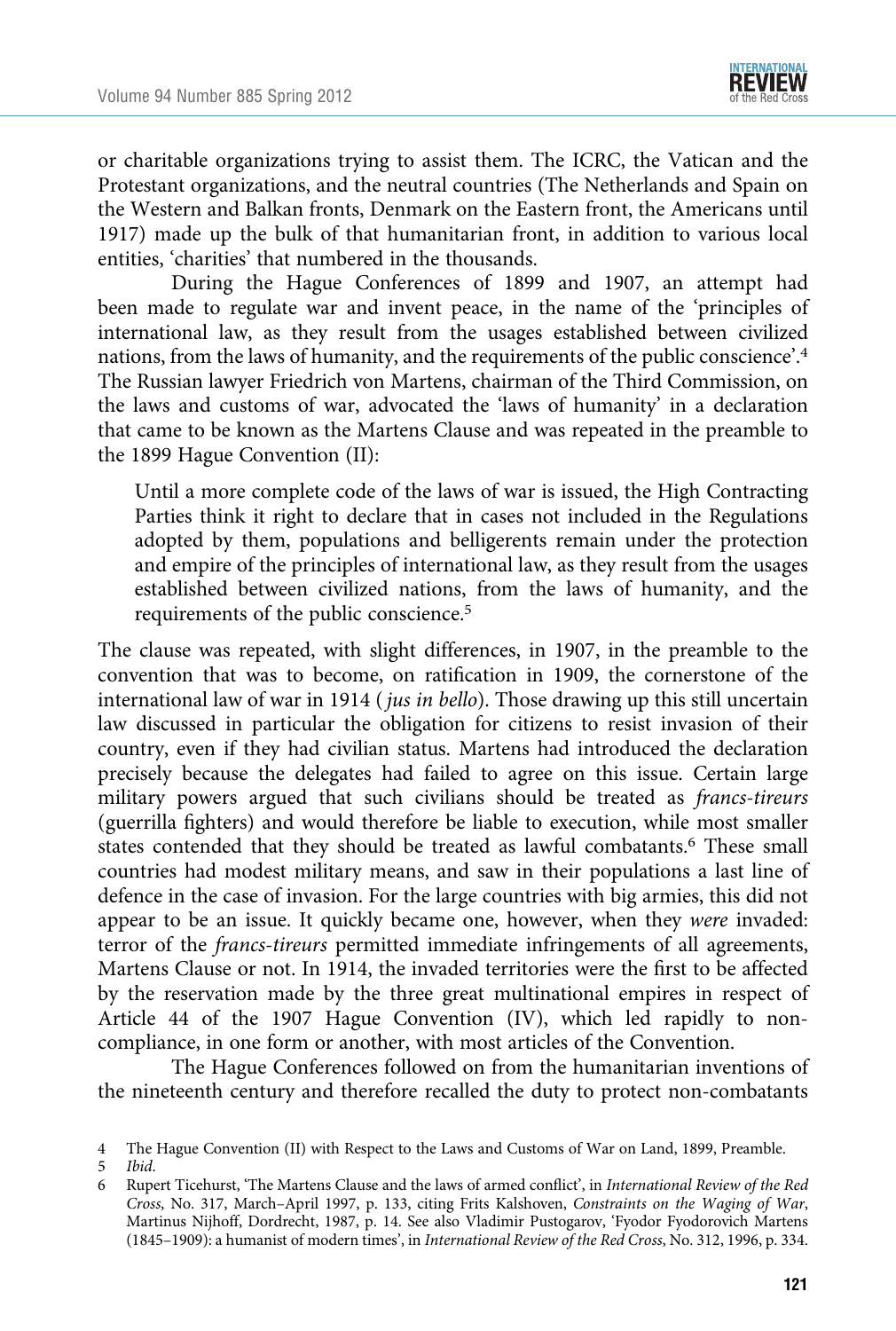or charitable organizations trying to assist them. The ICRC, the Vatican and the Protestant organizations, and the neutral countries (The Netherlands and Spain on the Western and Balkan fronts, Denmark on the Eastern front, the Americans until 1917) made up the bulk of that humanitarian front, in addition to various local entities, 'charities' that numbered in the thousands.

During the Hague Conferences of 1899 and 1907, an attempt had been made to regulate war and invent peace, in the name of the 'principles of international law, as they result from the usages established between civilized nations, from the laws of humanity, and the requirements of the public conscience'.[4] The Russian lawyer Friedrich von Martens, chairman of the Third Commission, on the laws and customs of war, advocated the 'laws of humanity' in a declaration that came to be known as the Martens Clause and was repeated in the preamble to the 1899 Hague Convention (II):

> Until a more complete code of the laws of war is issued, the High Contracting Parties think it right to declare that in cases not included in the Regulations adopted by them, populations and belligerents remain under the protection and empire of the principles of international law, as they result from the usages established between civilized nations, from the laws of humanity, and the requirements of the public conscience.[5]

The clause was repeated, with slight differences, in 1907, in the preamble to the convention that was to become, on ratification in 1909, the cornerstone of the international law of war in 1914 (*jus in bello*). Those drawing up this still uncertain law discussed in particular the obligation for citizens to resist invasion of their country, even if they had civilian status. Martens had introduced the declaration precisely because the delegates had failed to agree on this issue. Certain large military powers argued that such civilians should be treated as *francs-tireurs* (guerrilla fighters) and would therefore be liable to execution, while most smaller states contended that they should be treated as lawful combatants.[6] These small countries had modest military means, and saw in their populations a last line of defence in the case of invasion. For the large countries with big armies, this did not appear to be an issue. It quickly became one, however, when they *were* invaded: terror of the *francs-tireurs* permitted immediate infringements of all agreements, Martens Clause or not. In 1914, the invaded territories were the first to be affected by the reservation made by the three great multinational empires in respect of Article 44 of the 1907 Hague Convention (IV), which led rapidly to non-compliance, in one form or another, with most articles of the Convention.

The Hague Conferences followed on from the humanitarian inventions of the nineteenth century and therefore recalled the duty to protect non-combatants

4 The Hague Convention (II) with Respect to the Laws and Customs of War on Land, 1899, Preamble.

5 *Ibid.*

6 Rupert Ticehurst, 'The Martens Clause and the laws of armed conflict', in *International Review of the Red Cross*, No. 317, March–April 1997, p. 133, citing Frits Kalshoven, *Constraints on the Waging of War*, Martinus Nijhoff, Dordrecht, 1987, p. 14. See also Vladimir Pustogarov, 'Fyodor Fyodorovich Martens (1845–1909): a humanist of modern times', in *International Review of the Red Cross*, No. 312, 1996, p. 334.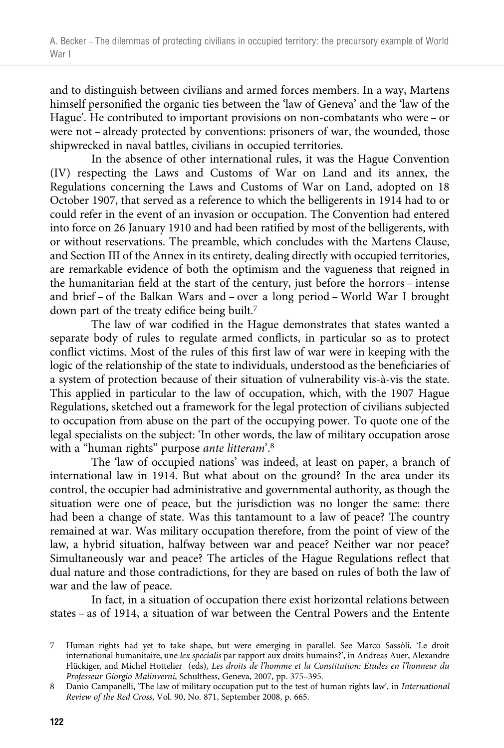and to distinguish between civilians and armed forces members. In a way, Martens himself personified the organic ties between the 'law of Geneva' and the 'law of the Hague'. He contributed to important provisions on non-combatants who were – or were not – already protected by conventions: prisoners of war, the wounded, those shipwrecked in naval battles, civilians in occupied territories.

In the absence of other international rules, it was the Hague Convention (IV) respecting the Laws and Customs of War on Land and its annex, the Regulations concerning the Laws and Customs of War on Land, adopted on 18 October 1907, that served as a reference to which the belligerents in 1914 had to or could refer in the event of an invasion or occupation. The Convention had entered into force on 26 January 1910 and had been ratified by most of the belligerents, with or without reservations. The preamble, which concludes with the Martens Clause, and Section III of the Annex in its entirety, dealing directly with occupied territories, are remarkable evidence of both the optimism and the vagueness that reigned in the humanitarian field at the start of the century, just before the horrors – intense and brief – of the Balkan Wars and – over a long period – World War I brought down part of the treaty edifice being built.[7]

The law of war codified in the Hague demonstrates that states wanted a separate body of rules to regulate armed conflicts, in particular so as to protect conflict victims. Most of the rules of this first law of war were in keeping with the logic of the relationship of the state to individuals, understood as the beneficiaries of a system of protection because of their situation of vulnerability vis-à-vis the state. This applied in particular to the law of occupation, which, with the 1907 Hague Regulations, sketched out a framework for the legal protection of civilians subjected to occupation from abuse on the part of the occupying power. To quote one of the legal specialists on the subject: 'In other words, the law of military occupation arose with a "human rights" purpose *ante litteram*'.[8]

The 'law of occupied nations' was indeed, at least on paper, a branch of international law in 1914. But what about on the ground? In the area under its control, the occupier had administrative and governmental authority, as though the situation were one of peace, but the jurisdiction was no longer the same: there had been a change of state. Was this tantamount to a law of peace? The country remained at war. Was military occupation therefore, from the point of view of the law, a hybrid situation, halfway between war and peace? Neither war nor peace? Simultaneously war and peace? The articles of the Hague Regulations reflect that dual nature and those contradictions, for they are based on rules of both the law of war and the law of peace.

In fact, in a situation of occupation there exist horizontal relations between states – as of 1914, a situation of war between the Central Powers and the Entente

7 Human rights had yet to take shape, but were emerging in parallel. See Marco Sassòli, 'Le droit international humanitaire, une *lex specialis* par rapport aux droits humains?', in Andreas Auer, Alexandre Flückiger, and Michel Hottelier (eds), *Les droits de l'homme et la Constitution: Études en l'honneur du Professeur Giorgio Malinverni*, Schulthess, Geneva, 2007, pp. 375–395.

8 Danio Campanelli, 'The law of military occupation put to the test of human rights law', in *International Review of the Red Cross*, Vol. 90, No. 871, September 2008, p. 665.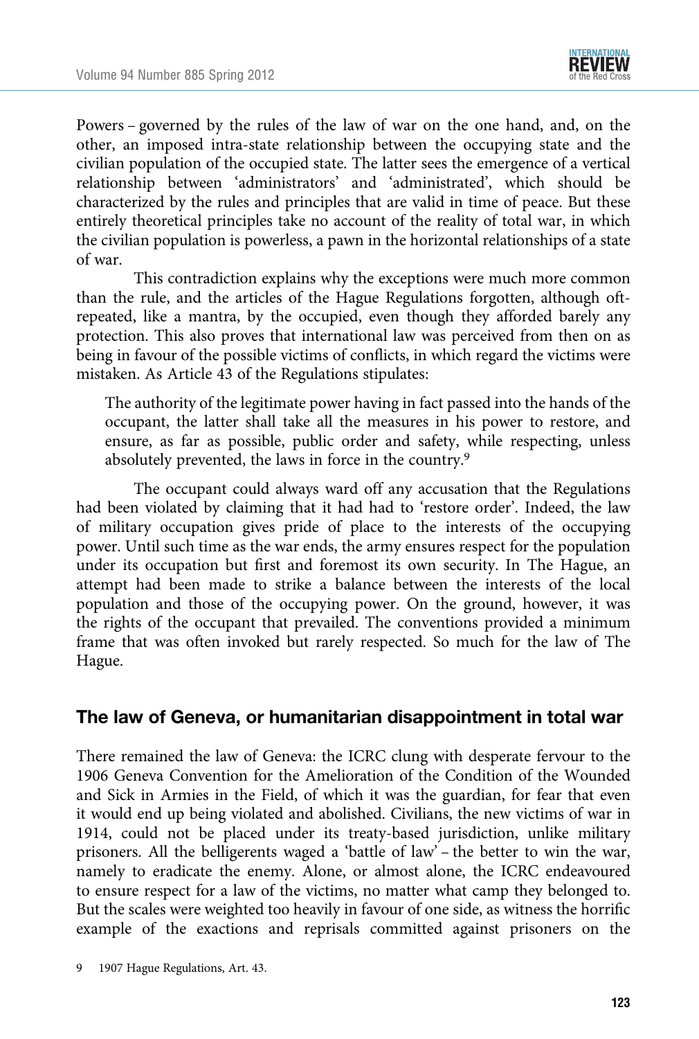Powers – governed by the rules of the law of war on the one hand, and, on the other, an imposed intra-state relationship between the occupying state and the civilian population of the occupied state. The latter sees the emergence of a vertical relationship between 'administrators' and 'administrated', which should be characterized by the rules and principles that are valid in time of peace. But these entirely theoretical principles take no account of the reality of total war, in which the civilian population is powerless, a pawn in the horizontal relationships of a state of war.

This contradiction explains why the exceptions were much more common than the rule, and the articles of the Hague Regulations forgotten, although oft-repeated, like a mantra, by the occupied, even though they afforded barely any protection. This also proves that international law was perceived from then on as being in favour of the possible victims of conflicts, in which regard the victims were mistaken. As Article 43 of the Regulations stipulates:

> The authority of the legitimate power having in fact passed into the hands of the occupant, the latter shall take all the measures in his power to restore, and ensure, as far as possible, public order and safety, while respecting, unless absolutely prevented, the laws in force in the country.[9]

The occupant could always ward off any accusation that the Regulations had been violated by claiming that it had had to 'restore order'. Indeed, the law of military occupation gives pride of place to the interests of the occupying power. Until such time as the war ends, the army ensures respect for the population under its occupation but first and foremost its own security. In The Hague, an attempt had been made to strike a balance between the interests of the local population and those of the occupying power. On the ground, however, it was the rights of the occupant that prevailed. The conventions provided a minimum frame that was often invoked but rarely respected. So much for the law of The Hague.

## The law of Geneva, or humanitarian disappointment in total war

There remained the law of Geneva: the ICRC clung with desperate fervour to the 1906 Geneva Convention for the Amelioration of the Condition of the Wounded and Sick in Armies in the Field, of which it was the guardian, for fear that even it would end up being violated and abolished. Civilians, the new victims of war in 1914, could not be placed under its treaty-based jurisdiction, unlike military prisoners. All the belligerents waged a 'battle of law' – the better to win the war, namely to eradicate the enemy. Alone, or almost alone, the ICRC endeavoured to ensure respect for a law of the victims, no matter what camp they belonged to. But the scales were weighted too heavily in favour of one side, as witness the horrific example of the exactions and reprisals committed against prisoners on the

9 1907 Hague Regulations, Art. 43.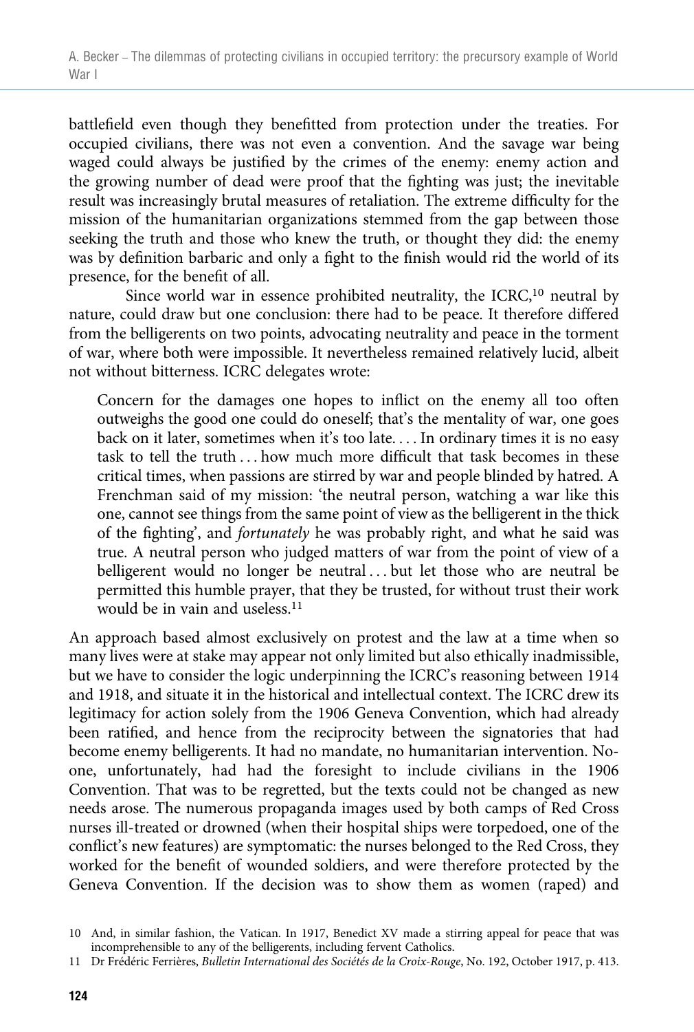battlefield even though they benefitted from protection under the treaties. For occupied civilians, there was not even a convention. And the savage war being waged could always be justified by the crimes of the enemy: enemy action and the growing number of dead were proof that the fighting was just; the inevitable result was increasingly brutal measures of retaliation. The extreme difficulty for the mission of the humanitarian organizations stemmed from the gap between those seeking the truth and those who knew the truth, or thought they did: the enemy was by definition barbaric and only a fight to the finish would rid the world of its presence, for the benefit of all.

Since world war in essence prohibited neutrality, the ICRC,[10] neutral by nature, could draw but one conclusion: there had to be peace. It therefore differed from the belligerents on two points, advocating neutrality and peace in the torment of war, where both were impossible. It nevertheless remained relatively lucid, albeit not without bitterness. ICRC delegates wrote:

> Concern for the damages one hopes to inflict on the enemy all too often outweighs the good one could do oneself; that's the mentality of war, one goes back on it later, sometimes when it's too late. … In ordinary times it is no easy task to tell the truth … how much more difficult that task becomes in these critical times, when passions are stirred by war and people blinded by hatred. A Frenchman said of my mission: 'the neutral person, watching a war like this one, cannot see things from the same point of view as the belligerent in the thick of the fighting', and *fortunately* he was probably right, and what he said was true. A neutral person who judged matters of war from the point of view of a belligerent would no longer be neutral … but let those who are neutral be permitted this humble prayer, that they be trusted, for without trust their work would be in vain and useless.[11]

An approach based almost exclusively on protest and the law at a time when so many lives were at stake may appear not only limited but also ethically inadmissible, but we have to consider the logic underpinning the ICRC's reasoning between 1914 and 1918, and situate it in the historical and intellectual context. The ICRC drew its legitimacy for action solely from the 1906 Geneva Convention, which had already been ratified, and hence from the reciprocity between the signatories that had become enemy belligerents. It had no mandate, no humanitarian intervention. No-one, unfortunately, had had the foresight to include civilians in the 1906 Convention. That was to be regretted, but the texts could not be changed as new needs arose. The numerous propaganda images used by both camps of Red Cross nurses ill-treated or drowned (when their hospital ships were torpedoed, one of the conflict's new features) are symptomatic: the nurses belonged to the Red Cross, they worked for the benefit of wounded soldiers, and were therefore protected by the Geneva Convention. If the decision was to show them as women (raped) and

---

10 And, in similar fashion, the Vatican. In 1917, Benedict XV made a stirring appeal for peace that was incomprehensible to any of the belligerents, including fervent Catholics.

11 Dr Frédéric Ferrières, *Bulletin International des Sociétés de la Croix-Rouge*, No. 192, October 1917, p. 413.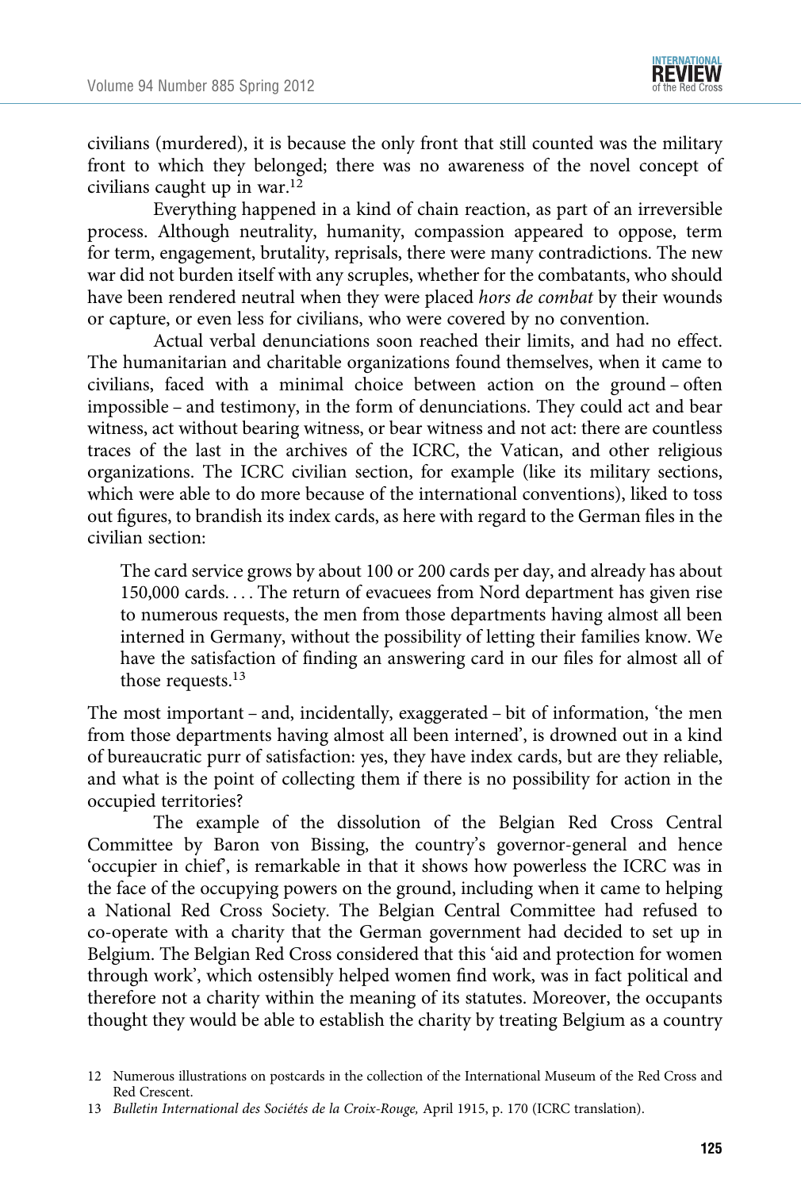civilians (murdered), it is because the only front that still counted was the military front to which they belonged; there was no awareness of the novel concept of civilians caught up in war.[12]

Everything happened in a kind of chain reaction, as part of an irreversible process. Although neutrality, humanity, compassion appeared to oppose, term for term, engagement, brutality, reprisals, there were many contradictions. The new war did not burden itself with any scruples, whether for the combatants, who should have been rendered neutral when they were placed *hors de combat* by their wounds or capture, or even less for civilians, who were covered by no convention.

Actual verbal denunciations soon reached their limits, and had no effect. The humanitarian and charitable organizations found themselves, when it came to civilians, faced with a minimal choice between action on the ground – often impossible – and testimony, in the form of denunciations. They could act and bear witness, act without bearing witness, or bear witness and not act: there are countless traces of the last in the archives of the ICRC, the Vatican, and other religious organizations. The ICRC civilian section, for example (like its military sections, which were able to do more because of the international conventions), liked to toss out figures, to brandish its index cards, as here with regard to the German files in the civilian section:

> The card service grows by about 100 or 200 cards per day, and already has about 150,000 cards. . . . The return of evacuees from Nord department has given rise to numerous requests, the men from those departments having almost all been interned in Germany, without the possibility of letting their families know. We have the satisfaction of finding an answering card in our files for almost all of those requests.[13]

The most important – and, incidentally, exaggerated – bit of information, 'the men from those departments having almost all been interned', is drowned out in a kind of bureaucratic purr of satisfaction: yes, they have index cards, but are they reliable, and what is the point of collecting them if there is no possibility for action in the occupied territories?

The example of the dissolution of the Belgian Red Cross Central Committee by Baron von Bissing, the country's governor-general and hence 'occupier in chief', is remarkable in that it shows how powerless the ICRC was in the face of the occupying powers on the ground, including when it came to helping a National Red Cross Society. The Belgian Central Committee had refused to co-operate with a charity that the German government had decided to set up in Belgium. The Belgian Red Cross considered that this 'aid and protection for women through work', which ostensibly helped women find work, was in fact political and therefore not a charity within the meaning of its statutes. Moreover, the occupants thought they would be able to establish the charity by treating Belgium as a country

---

12 Numerous illustrations on postcards in the collection of the International Museum of the Red Cross and Red Crescent.

13 *Bulletin International des Sociétés de la Croix-Rouge,* April 1915, p. 170 (ICRC translation).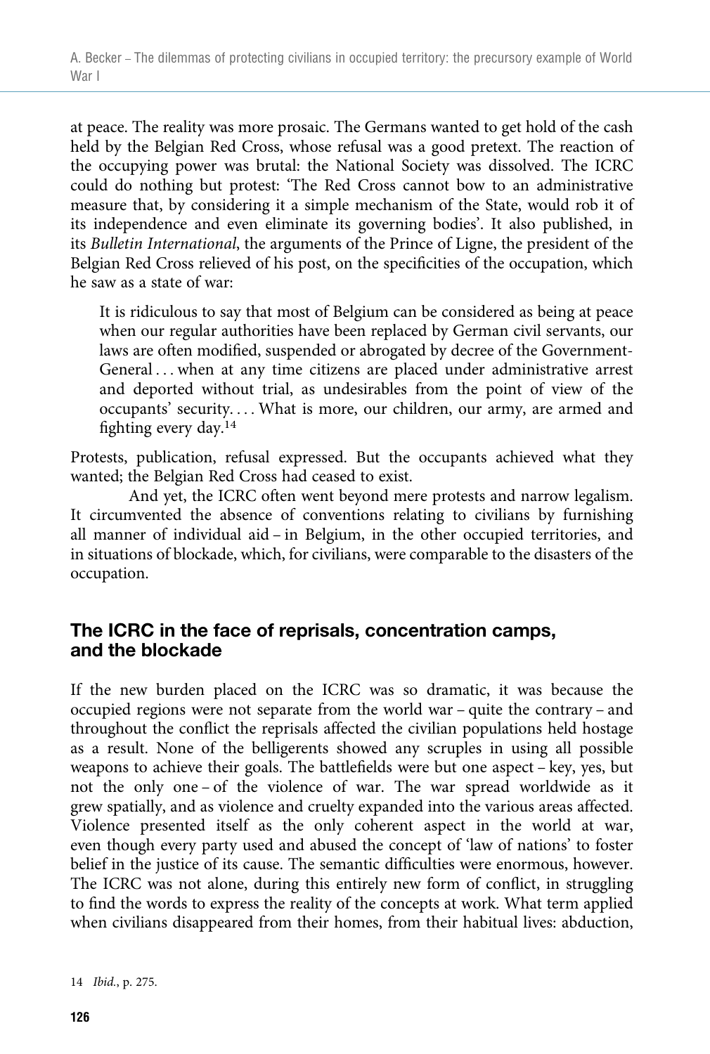at peace. The reality was more prosaic. The Germans wanted to get hold of the cash held by the Belgian Red Cross, whose refusal was a good pretext. The reaction of the occupying power was brutal: the National Society was dissolved. The ICRC could do nothing but protest: 'The Red Cross cannot bow to an administrative measure that, by considering it a simple mechanism of the State, would rob it of its independence and even eliminate its governing bodies'. It also published, in its *Bulletin International*, the arguments of the Prince of Ligne, the president of the Belgian Red Cross relieved of his post, on the specificities of the occupation, which he saw as a state of war:

> It is ridiculous to say that most of Belgium can be considered as being at peace when our regular authorities have been replaced by German civil servants, our laws are often modified, suspended or abrogated by decree of the Government-General . . . when at any time citizens are placed under administrative arrest and deported without trial, as undesirables from the point of view of the occupants' security. . . . What is more, our children, our army, are armed and fighting every day.[14]

Protests, publication, refusal expressed. But the occupants achieved what they wanted; the Belgian Red Cross had ceased to exist.

And yet, the ICRC often went beyond mere protests and narrow legalism. It circumvented the absence of conventions relating to civilians by furnishing all manner of individual aid – in Belgium, in the other occupied territories, and in situations of blockade, which, for civilians, were comparable to the disasters of the occupation.

## The ICRC in the face of reprisals, concentration camps, and the blockade

If the new burden placed on the ICRC was so dramatic, it was because the occupied regions were not separate from the world war – quite the contrary – and throughout the conflict the reprisals affected the civilian populations held hostage as a result. None of the belligerents showed any scruples in using all possible weapons to achieve their goals. The battlefields were but one aspect – key, yes, but not the only one – of the violence of war. The war spread worldwide as it grew spatially, and as violence and cruelty expanded into the various areas affected. Violence presented itself as the only coherent aspect in the world at war, even though every party used and abused the concept of 'law of nations' to foster belief in the justice of its cause. The semantic difficulties were enormous, however. The ICRC was not alone, during this entirely new form of conflict, in struggling to find the words to express the reality of the concepts at work. What term applied when civilians disappeared from their homes, from their habitual lives: abduction,

14 *Ibid.*, p. 275.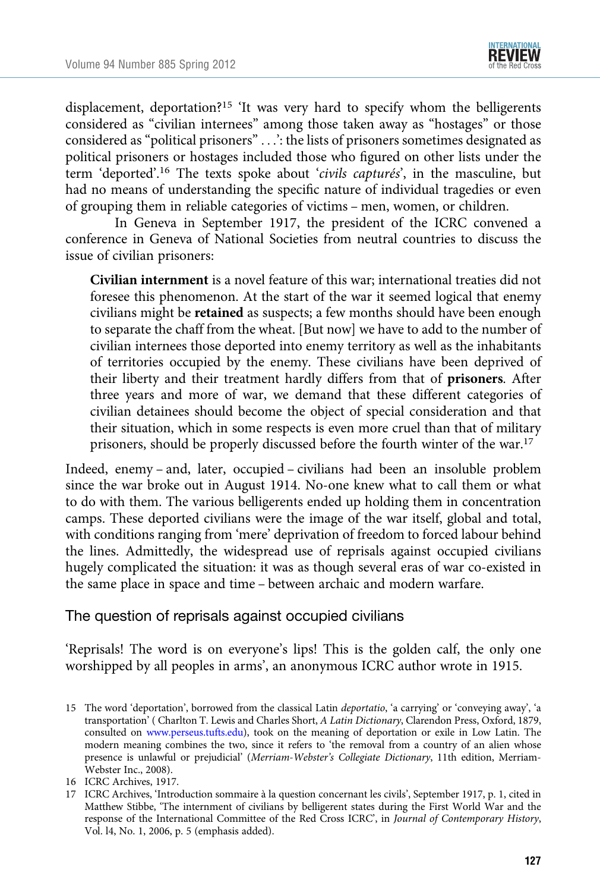displacement, deportation?[15] 'It was very hard to specify whom the belligerents considered as "civilian internees" among those taken away as "hostages" or those considered as "political prisoners" . . .': the lists of prisoners sometimes designated as political prisoners or hostages included those who figured on other lists under the term 'deported'.[16] The texts spoke about '*civils capturés*', in the masculine, but had no means of understanding the specific nature of individual tragedies or even of grouping them in reliable categories of victims – men, women, or children.

In Geneva in September 1917, the president of the ICRC convened a conference in Geneva of National Societies from neutral countries to discuss the issue of civilian prisoners:

> **Civilian internment** is a novel feature of this war; international treaties did not foresee this phenomenon. At the start of the war it seemed logical that enemy civilians might be **retained** as suspects; a few months should have been enough to separate the chaff from the wheat. [But now] we have to add to the number of civilian internees those deported into enemy territory as well as the inhabitants of territories occupied by the enemy. These civilians have been deprived of their liberty and their treatment hardly differs from that of **prisoners**. After three years and more of war, we demand that these different categories of civilian detainees should become the object of special consideration and that their situation, which in some respects is even more cruel than that of military prisoners, should be properly discussed before the fourth winter of the war.[17]

Indeed, enemy – and, later, occupied – civilians had been an insoluble problem since the war broke out in August 1914. No-one knew what to call them or what to do with them. The various belligerents ended up holding them in concentration camps. These deported civilians were the image of the war itself, global and total, with conditions ranging from 'mere' deprivation of freedom to forced labour behind the lines. Admittedly, the widespread use of reprisals against occupied civilians hugely complicated the situation: it was as though several eras of war co-existed in the same place in space and time – between archaic and modern warfare.

## The question of reprisals against occupied civilians

'Reprisals! The word is on everyone's lips! This is the golden calf, the only one worshipped by all peoples in arms', an anonymous ICRC author wrote in 1915.

15 The word 'deportation', borrowed from the classical Latin *deportatio*, 'a carrying' or 'conveying away', 'a transportation' ( Charlton T. Lewis and Charles Short, *A Latin Dictionary*, Clarendon Press, Oxford, 1879, consulted on www.perseus.tufts.edu), took on the meaning of deportation or exile in Low Latin. The modern meaning combines the two, since it refers to 'the removal from a country of an alien whose presence is unlawful or prejudicial' (*Merriam-Webster's Collegiate Dictionary*, 11th edition, Merriam-Webster Inc., 2008).

16 ICRC Archives, 1917.

17 ICRC Archives, 'Introduction sommaire à la question concernant les civils', September 1917, p. 1, cited in Matthew Stibbe, 'The internment of civilians by belligerent states during the First World War and the response of the International Committee of the Red Cross ICRC', in *Journal of Contemporary History*, Vol. l4, No. 1, 2006, p. 5 (emphasis added).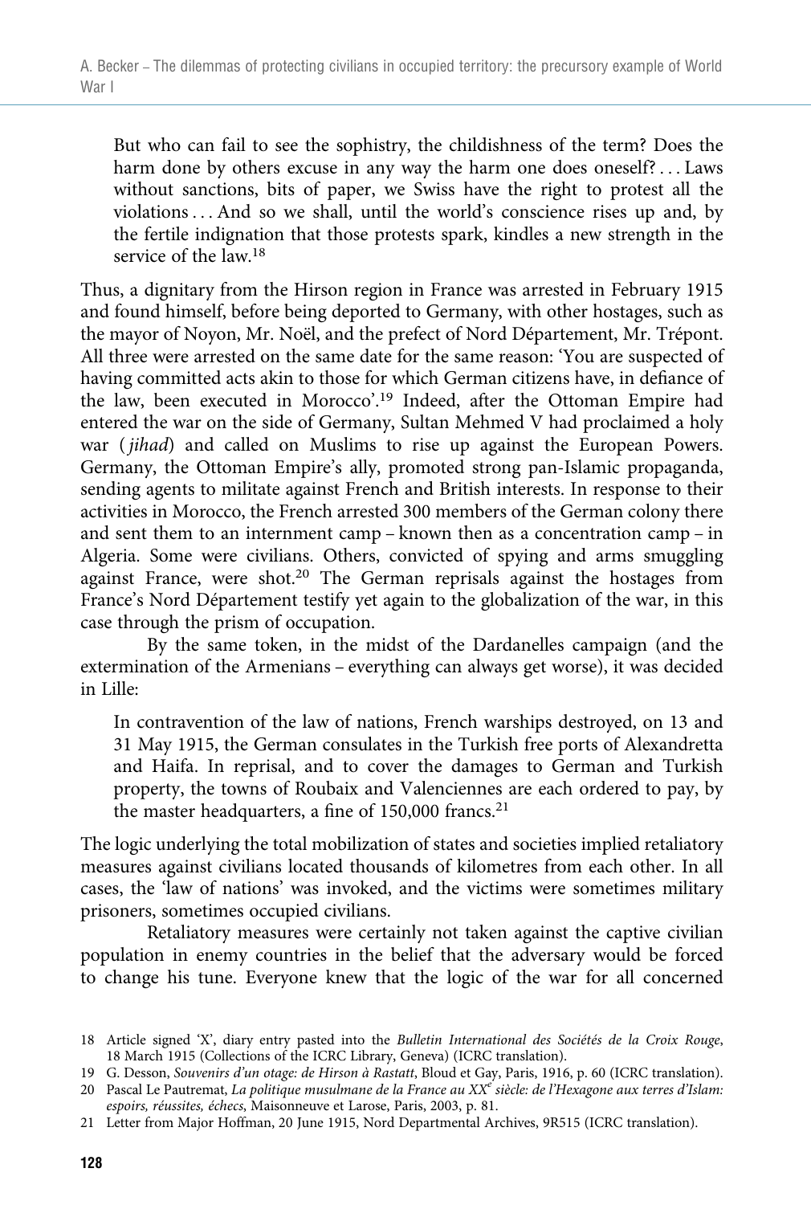> But who can fail to see the sophistry, the childishness of the term? Does the harm done by others excuse in any way the harm one does oneself? … Laws without sanctions, bits of paper, we Swiss have the right to protest all the violations … And so we shall, until the world's conscience rises up and, by the fertile indignation that those protests spark, kindles a new strength in the service of the law.[18]

Thus, a dignitary from the Hirson region in France was arrested in February 1915 and found himself, before being deported to Germany, with other hostages, such as the mayor of Noyon, Mr. Noël, and the prefect of Nord Département, Mr. Trépont. All three were arrested on the same date for the same reason: 'You are suspected of having committed acts akin to those for which German citizens have, in defiance of the law, been executed in Morocco'.[19] Indeed, after the Ottoman Empire had entered the war on the side of Germany, Sultan Mehmed V had proclaimed a holy war (*jihad*) and called on Muslims to rise up against the European Powers. Germany, the Ottoman Empire's ally, promoted strong pan-Islamic propaganda, sending agents to militate against French and British interests. In response to their activities in Morocco, the French arrested 300 members of the German colony there and sent them to an internment camp – known then as a concentration camp – in Algeria. Some were civilians. Others, convicted of spying and arms smuggling against France, were shot.[20] The German reprisals against the hostages from France's Nord Département testify yet again to the globalization of the war, in this case through the prism of occupation.

By the same token, in the midst of the Dardanelles campaign (and the extermination of the Armenians – everything can always get worse), it was decided in Lille:

> In contravention of the law of nations, French warships destroyed, on 13 and 31 May 1915, the German consulates in the Turkish free ports of Alexandretta and Haifa. In reprisal, and to cover the damages to German and Turkish property, the towns of Roubaix and Valenciennes are each ordered to pay, by the master headquarters, a fine of 150,000 francs.[21]

The logic underlying the total mobilization of states and societies implied retaliatory measures against civilians located thousands of kilometres from each other. In all cases, the 'law of nations' was invoked, and the victims were sometimes military prisoners, sometimes occupied civilians.

Retaliatory measures were certainly not taken against the captive civilian population in enemy countries in the belief that the adversary would be forced to change his tune. Everyone knew that the logic of the war for all concerned

---

18 Article signed 'X', diary entry pasted into the *Bulletin International des Sociétés de la Croix Rouge*, 18 March 1915 (Collections of the ICRC Library, Geneva) (ICRC translation).

19 G. Desson, *Souvenirs d'un otage: de Hirson à Rastatt*, Bloud et Gay, Paris, 1916, p. 60 (ICRC translation).

20 Pascal Le Pautremat, *La politique musulmane de la France au XX^e siècle: de l'Hexagone aux terres d'Islam: espoirs, réussites, échecs*, Maisonneuve et Larose, Paris, 2003, p. 81.

21 Letter from Major Hoffman, 20 June 1915, Nord Departmental Archives, 9R515 (ICRC translation).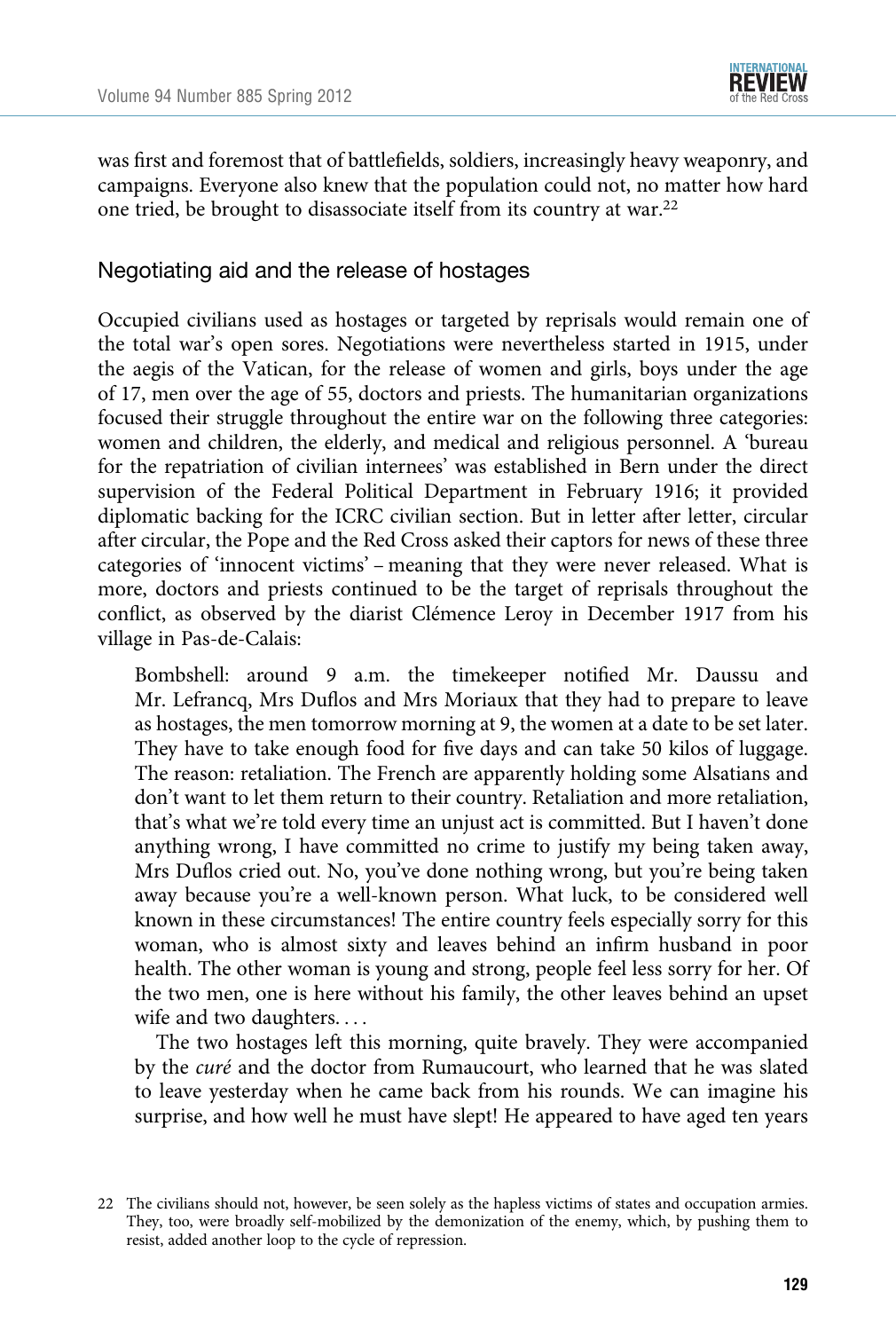was first and foremost that of battlefields, soldiers, increasingly heavy weaponry, and campaigns. Everyone also knew that the population could not, no matter how hard one tried, be brought to disassociate itself from its country at war.[22]

## Negotiating aid and the release of hostages

Occupied civilians used as hostages or targeted by reprisals would remain one of the total war's open sores. Negotiations were nevertheless started in 1915, under the aegis of the Vatican, for the release of women and girls, boys under the age of 17, men over the age of 55, doctors and priests. The humanitarian organizations focused their struggle throughout the entire war on the following three categories: women and children, the elderly, and medical and religious personnel. A 'bureau for the repatriation of civilian internees' was established in Bern under the direct supervision of the Federal Political Department in February 1916; it provided diplomatic backing for the ICRC civilian section. But in letter after letter, circular after circular, the Pope and the Red Cross asked their captors for news of these three categories of 'innocent victims' – meaning that they were never released. What is more, doctors and priests continued to be the target of reprisals throughout the conflict, as observed by the diarist Clémence Leroy in December 1917 from his village in Pas-de-Calais:

> Bombshell: around 9 a.m. the timekeeper notified Mr. Daussu and Mr. Lefrancq, Mrs Duflos and Mrs Moriaux that they had to prepare to leave as hostages, the men tomorrow morning at 9, the women at a date to be set later. They have to take enough food for five days and can take 50 kilos of luggage. The reason: retaliation. The French are apparently holding some Alsatians and don't want to let them return to their country. Retaliation and more retaliation, that's what we're told every time an unjust act is committed. But I haven't done anything wrong, I have committed no crime to justify my being taken away, Mrs Duflos cried out. No, you've done nothing wrong, but you're being taken away because you're a well-known person. What luck, to be considered well known in these circumstances! The entire country feels especially sorry for this woman, who is almost sixty and leaves behind an infirm husband in poor health. The other woman is young and strong, people feel less sorry for her. Of the two men, one is here without his family, the other leaves behind an upset wife and two daughters. . . .
>
> The two hostages left this morning, quite bravely. They were accompanied by the *curé* and the doctor from Rumaucourt, who learned that he was slated to leave yesterday when he came back from his rounds. We can imagine his surprise, and how well he must have slept! He appeared to have aged ten years

22 The civilians should not, however, be seen solely as the hapless victims of states and occupation armies. They, too, were broadly self-mobilized by the demonization of the enemy, which, by pushing them to resist, added another loop to the cycle of repression.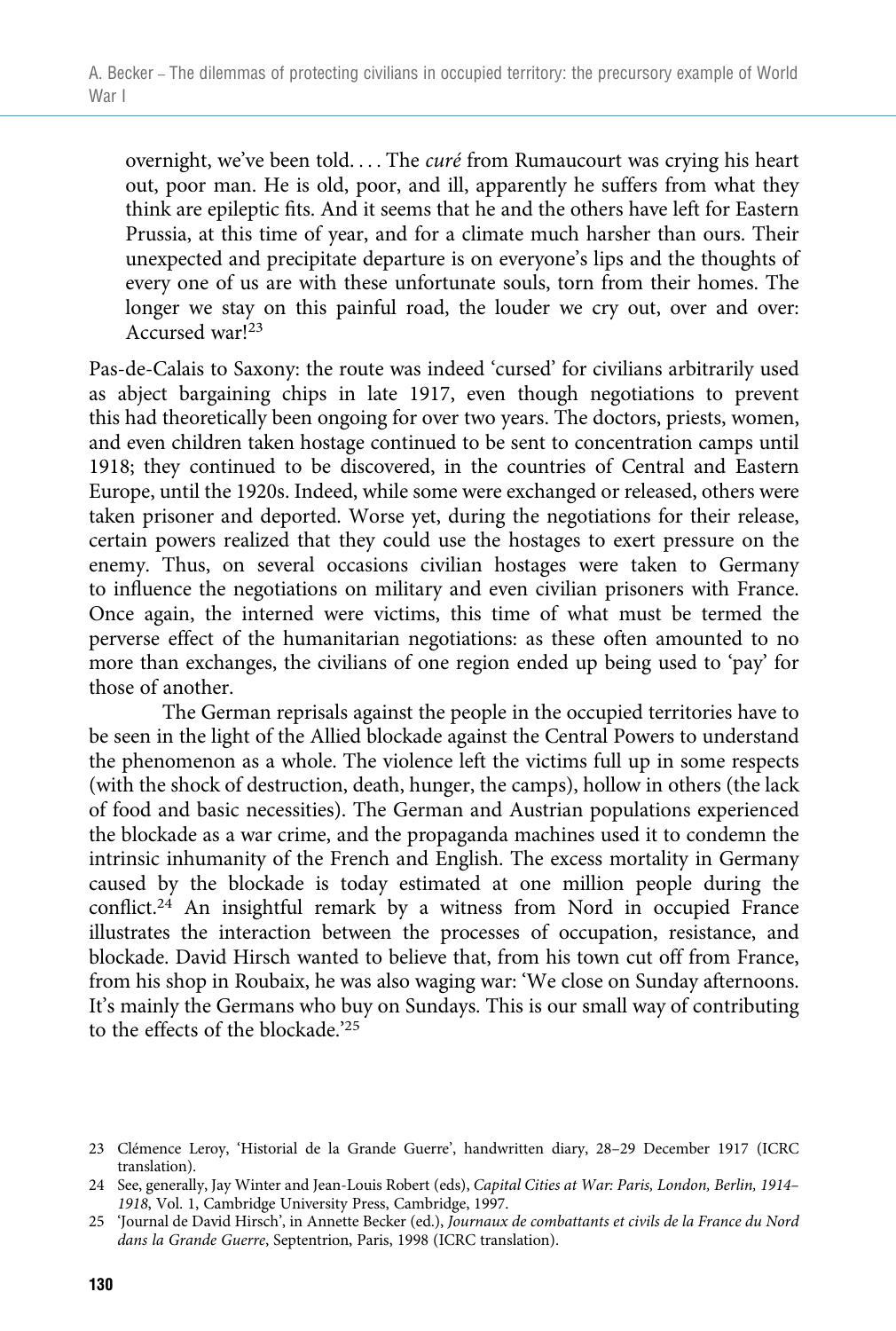> overnight, we've been told. . . . The *curé* from Rumaucourt was crying his heart out, poor man. He is old, poor, and ill, apparently he suffers from what they think are epileptic fits. And it seems that he and the others have left for Eastern Prussia, at this time of year, and for a climate much harsher than ours. Their unexpected and precipitate departure is on everyone's lips and the thoughts of every one of us are with these unfortunate souls, torn from their homes. The longer we stay on this painful road, the louder we cry out, over and over: Accursed war![23]

Pas-de-Calais to Saxony: the route was indeed 'cursed' for civilians arbitrarily used as abject bargaining chips in late 1917, even though negotiations to prevent this had theoretically been ongoing for over two years. The doctors, priests, women, and even children taken hostage continued to be sent to concentration camps until 1918; they continued to be discovered, in the countries of Central and Eastern Europe, until the 1920s. Indeed, while some were exchanged or released, others were taken prisoner and deported. Worse yet, during the negotiations for their release, certain powers realized that they could use the hostages to exert pressure on the enemy. Thus, on several occasions civilian hostages were taken to Germany to influence the negotiations on military and even civilian prisoners with France. Once again, the interned were victims, this time of what must be termed the perverse effect of the humanitarian negotiations: as these often amounted to no more than exchanges, the civilians of one region ended up being used to 'pay' for those of another.

The German reprisals against the people in the occupied territories have to be seen in the light of the Allied blockade against the Central Powers to understand the phenomenon as a whole. The violence left the victims full up in some respects (with the shock of destruction, death, hunger, the camps), hollow in others (the lack of food and basic necessities). The German and Austrian populations experienced the blockade as a war crime, and the propaganda machines used it to condemn the intrinsic inhumanity of the French and English. The excess mortality in Germany caused by the blockade is today estimated at one million people during the conflict.[24] An insightful remark by a witness from Nord in occupied France illustrates the interaction between the processes of occupation, resistance, and blockade. David Hirsch wanted to believe that, from his town cut off from France, from his shop in Roubaix, he was also waging war: 'We close on Sunday afternoons. It's mainly the Germans who buy on Sundays. This is our small way of contributing to the effects of the blockade.'[25]

23 Clémence Leroy, 'Historial de la Grande Guerre', handwritten diary, 28–29 December 1917 (ICRC translation).

24 See, generally, Jay Winter and Jean-Louis Robert (eds), *Capital Cities at War: Paris, London, Berlin, 1914–1918*, Vol. 1, Cambridge University Press, Cambridge, 1997.

25 'Journal de David Hirsch', in Annette Becker (ed.), *Journaux de combattants et civils de la France du Nord dans la Grande Guerre*, Septentrion, Paris, 1998 (ICRC translation).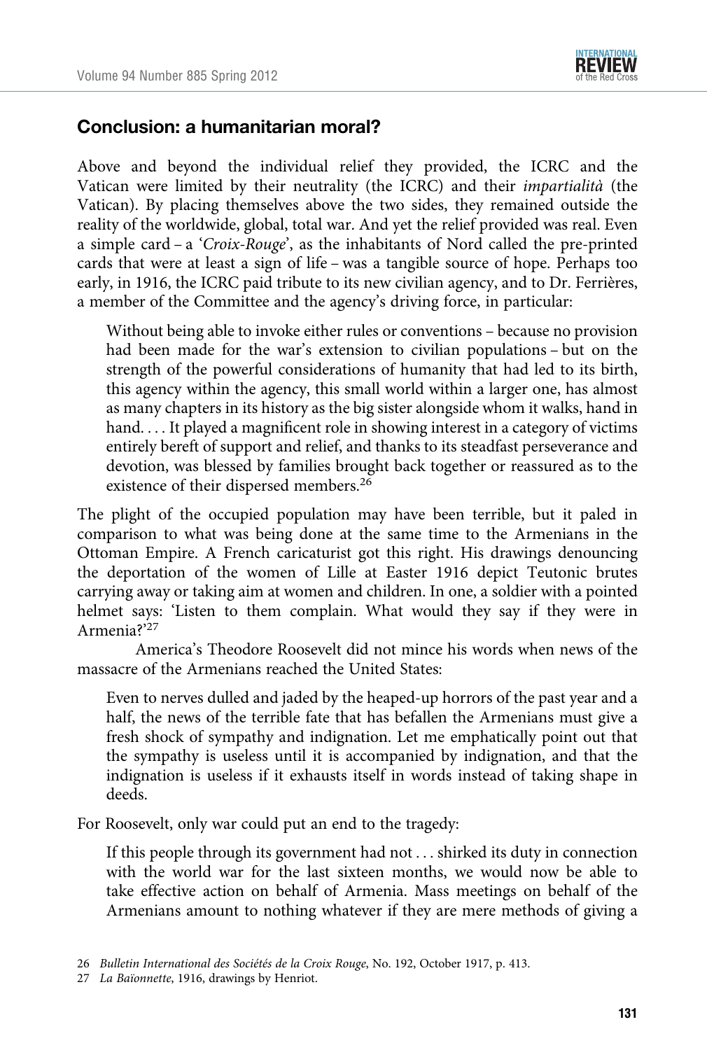## Conclusion: a humanitarian moral?

Above and beyond the individual relief they provided, the ICRC and the Vatican were limited by their neutrality (the ICRC) and their *impartialità* (the Vatican). By placing themselves above the two sides, they remained outside the reality of the worldwide, global, total war. And yet the relief provided was real. Even a simple card – a '*Croix-Rouge*', as the inhabitants of Nord called the pre-printed cards that were at least a sign of life – was a tangible source of hope. Perhaps too early, in 1916, the ICRC paid tribute to its new civilian agency, and to Dr. Ferrières, a member of the Committee and the agency's driving force, in particular:

> Without being able to invoke either rules or conventions – because no provision had been made for the war's extension to civilian populations – but on the strength of the powerful considerations of humanity that had led to its birth, this agency within the agency, this small world within a larger one, has almost as many chapters in its history as the big sister alongside whom it walks, hand in hand. . . . It played a magnificent role in showing interest in a category of victims entirely bereft of support and relief, and thanks to its steadfast perseverance and devotion, was blessed by families brought back together or reassured as to the existence of their dispersed members.[26]

The plight of the occupied population may have been terrible, but it paled in comparison to what was being done at the same time to the Armenians in the Ottoman Empire. A French caricaturist got this right. His drawings denouncing the deportation of the women of Lille at Easter 1916 depict Teutonic brutes carrying away or taking aim at women and children. In one, a soldier with a pointed helmet says: 'Listen to them complain. What would they say if they were in Armenia?'[27]

America's Theodore Roosevelt did not mince his words when news of the massacre of the Armenians reached the United States:

> Even to nerves dulled and jaded by the heaped-up horrors of the past year and a half, the news of the terrible fate that has befallen the Armenians must give a fresh shock of sympathy and indignation. Let me emphatically point out that the sympathy is useless until it is accompanied by indignation, and that the indignation is useless if it exhausts itself in words instead of taking shape in deeds.

For Roosevelt, only war could put an end to the tragedy:

> If this people through its government had not . . . shirked its duty in connection with the world war for the last sixteen months, we would now be able to take effective action on behalf of Armenia. Mass meetings on behalf of the Armenians amount to nothing whatever if they are mere methods of giving a

26 *Bulletin International des Sociétés de la Croix Rouge*, No. 192, October 1917, p. 413.

27 *La Baïonnette*, 1916, drawings by Henriot.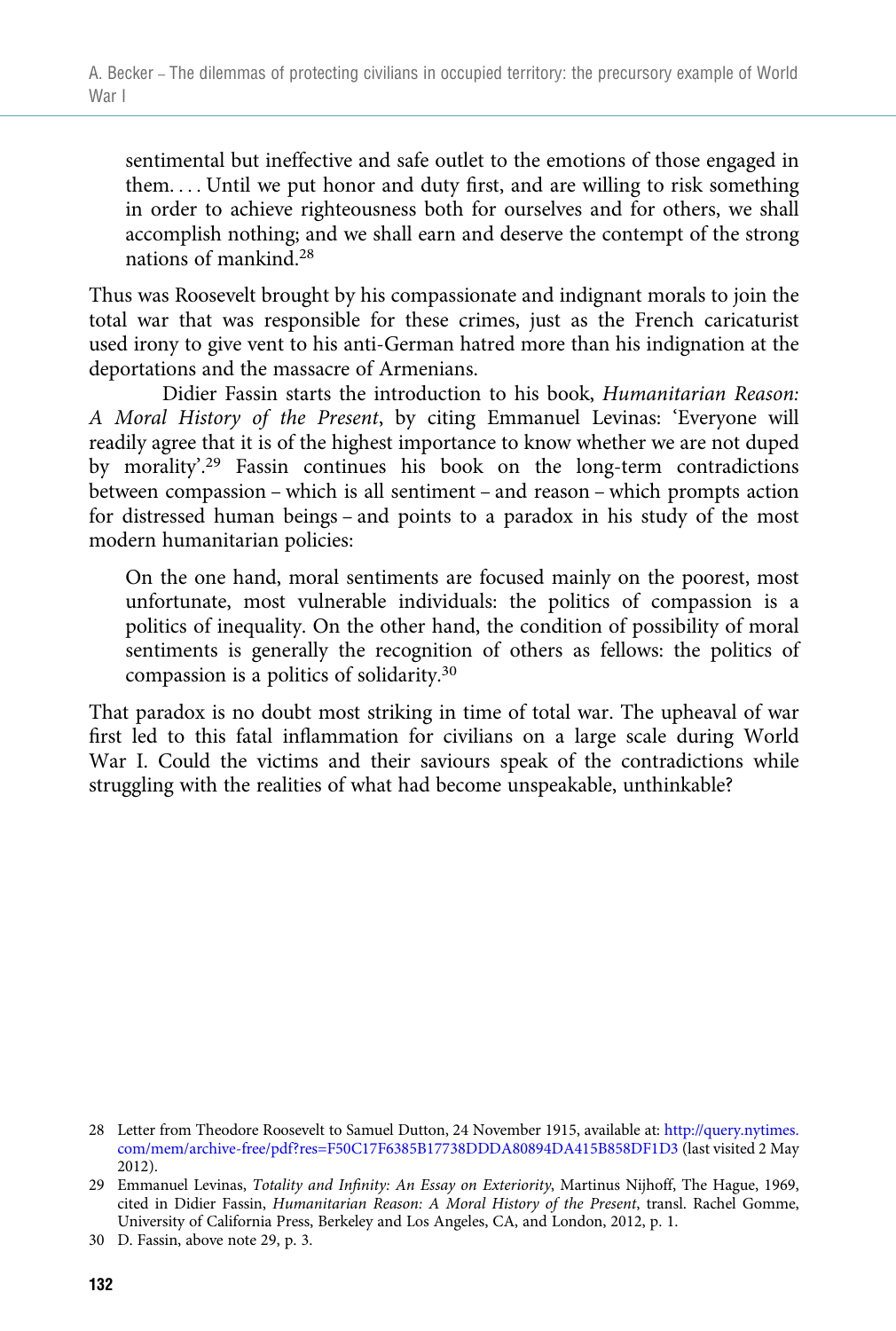> sentimental but ineffective and safe outlet to the emotions of those engaged in them. . . . Until we put honor and duty first, and are willing to risk something in order to achieve righteousness both for ourselves and for others, we shall accomplish nothing; and we shall earn and deserve the contempt of the strong nations of mankind.[28]

Thus was Roosevelt brought by his compassionate and indignant morals to join the total war that was responsible for these crimes, just as the French caricaturist used irony to give vent to his anti-German hatred more than his indignation at the deportations and the massacre of Armenians.

Didier Fassin starts the introduction to his book, *Humanitarian Reason: A Moral History of the Present*, by citing Emmanuel Levinas: 'Everyone will readily agree that it is of the highest importance to know whether we are not duped by morality'.[29] Fassin continues his book on the long-term contradictions between compassion – which is all sentiment – and reason – which prompts action for distressed human beings – and points to a paradox in his study of the most modern humanitarian policies:

> On the one hand, moral sentiments are focused mainly on the poorest, most unfortunate, most vulnerable individuals: the politics of compassion is a politics of inequality. On the other hand, the condition of possibility of moral sentiments is generally the recognition of others as fellows: the politics of compassion is a politics of solidarity.[30]

That paradox is no doubt most striking in time of total war. The upheaval of war first led to this fatal inflammation for civilians on a large scale during World War I. Could the victims and their saviours speak of the contradictions while struggling with the realities of what had become unspeakable, unthinkable?

---

28 Letter from Theodore Roosevelt to Samuel Dutton, 24 November 1915, available at: http://query.nytimes.com/mem/archive-free/pdf?res=F50C17F6385B17738DDDA80894DA415B858DF1D3 (last visited 2 May 2012).

29 Emmanuel Levinas, *Totality and Infinity: An Essay on Exteriority*, Martinus Nijhoff, The Hague, 1969, cited in Didier Fassin, *Humanitarian Reason: A Moral History of the Present*, transl. Rachel Gomme, University of California Press, Berkeley and Los Angeles, CA, and London, 2012, p. 1.

30 D. Fassin, above note 29, p. 3.